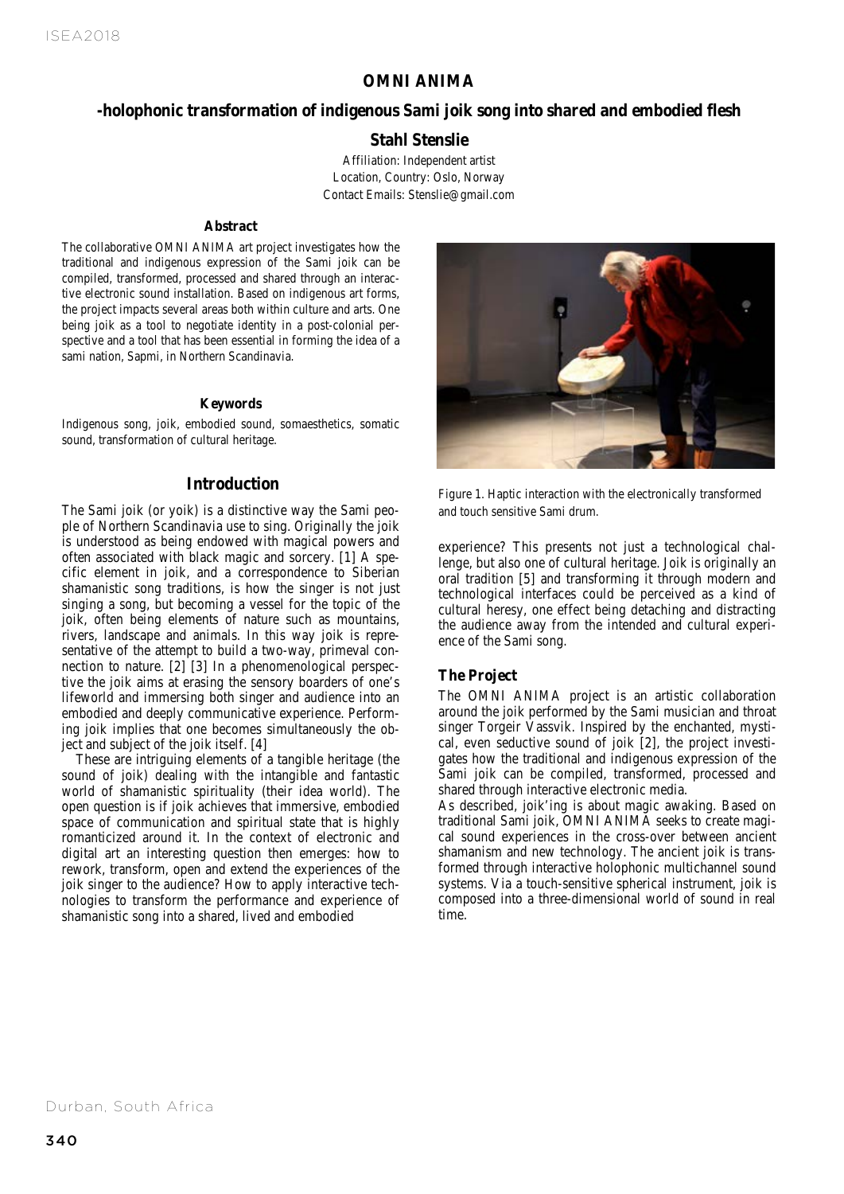# OMNI ANIMA

## -holophonic transformation of indigenous Sami joik song into shared and embodied flesh

### Stahl Stenslie

Affiliation: Independent artist
Location, Country: Oslo, Norway
Contact Emails: Stenslie@gmail.com

#### Abstract

The collaborative OMNI ANIMA art project investigates how the traditional and indigenous expression of the Sami joik can be compiled, transformed, processed and shared through an interactive electronic sound installation. Based on indigenous art forms, the project impacts several areas both within culture and arts. One being joik as a tool to negotiate identity in a post-colonial perspective and a tool that has been essential in forming the idea of a sami nation, Sapmi, in Northern Scandinavia.

#### Keywords

Indigenous song, joik, embodied sound, somaesthetics, somatic sound, transformation of cultural heritage.

## Introduction

The Sami joik (or yoik) is a distinctive way the Sami people of Northern Scandinavia use to sing. Originally the joik is understood as being endowed with magical powers and often associated with black magic and sorcery. [1] A specific element in joik, and a correspondence to Siberian shamanistic song traditions, is how the singer is not just singing a song, but becoming a vessel for the topic of the joik, often being elements of nature such as mountains, rivers, landscape and animals. In this way joik is representative of the attempt to build a two-way, primeval connection to nature. [2] [3] In a phenomenological perspective the joik aims at erasing the sensory boarders of one's lifeworld and immersing both singer and audience into an embodied and deeply communicative experience. Performing joik implies that one becomes simultaneously the object and subject of the joik itself. [4]

These are intriguing elements of a tangible heritage (the sound of joik) dealing with the intangible and fantastic world of shamanistic spirituality (their idea world). The open question is if joik achieves that immersive, embodied space of communication and spiritual state that is highly romanticized around it. In the context of electronic and digital art an interesting question then emerges: how to rework, transform, open and extend the experiences of the joik singer to the audience? How to apply interactive technologies to transform the performance and experience of shamanistic song into a shared, lived and embodied experience? This presents not just a technological challenge, but also one of cultural heritage. Joik is originally an oral tradition [5] and transforming it through modern and technological interfaces could be perceived as a kind of cultural heresy, one effect being detaching and distracting the audience away from the intended and cultural experience of the Sami song.

Figure 1. Haptic interaction with the electronically transformed and touch sensitive Sami drum.

### The Project

The OMNI ANIMA project is an artistic collaboration around the joik performed by the Sami musician and throat singer Torgeir Vassvik. Inspired by the enchanted, mystical, even seductive sound of joik [2], the project investigates how the traditional and indigenous expression of the Sami joik can be compiled, transformed, processed and shared through interactive electronic media.

As described, joik'ing is about magic awaking. Based on traditional Sami joik, OMNI ANIMA seeks to create magical sound experiences in the cross-over between ancient shamanism and new technology. The ancient joik is transformed through interactive holophonic multichannel sound systems. Via a touch-sensitive spherical instrument, joik is composed into a three-dimensional world of sound in real time.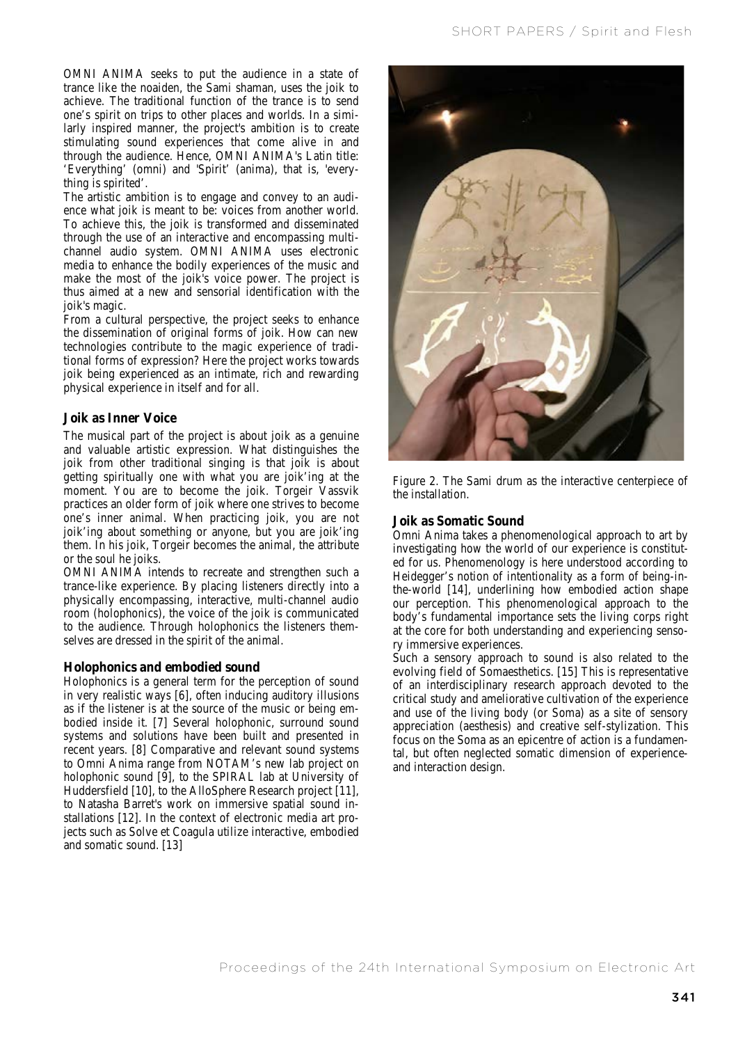OMNI ANIMA seeks to put the audience in a state of trance like the noaiden, the Sami shaman, uses the joik to achieve. The traditional function of the trance is to send one's spirit on trips to other places and worlds. In a similarly inspired manner, the project's ambition is to create stimulating sound experiences that come alive in and through the audience. Hence, OMNI ANIMA's Latin title: 'Everything' (omni) and 'Spirit' (anima), that is, 'everything is spirited'.

The artistic ambition is to engage and convey to an audience what joik is meant to be: voices from another world. To achieve this, the joik is transformed and disseminated through the use of an interactive and encompassing multi-channel audio system. OMNI ANIMA uses electronic media to enhance the bodily experiences of the music and make the most of the joik's voice power. The project is thus aimed at a new and sensorial identification with the joik's magic.

From a cultural perspective, the project seeks to enhance the dissemination of original forms of joik. How can new technologies contribute to the magic experience of traditional forms of expression? Here the project works towards joik being experienced as an intimate, rich and rewarding physical experience in itself and for all.

## Joik as Inner Voice

The musical part of the project is about joik as a genuine and valuable artistic expression. What distinguishes the joik from other traditional singing is that joik is about getting spiritually one with what you are joik'ing at the moment. You are to become the joik. Torgeir Vassvik practices an older form of joik where one strives to become one's inner animal. When practicing joik, you are not joik'ing about something or anyone, but you are joik'ing them. In his joik, Torgeir becomes the animal, the attribute or the soul he joiks.

OMNI ANIMA intends to recreate and strengthen such a trance-like experience. By placing listeners directly into a physically encompassing, interactive, multi-channel audio room (holophonics), the voice of the joik is communicated to the audience. Through holophonics the listeners themselves are dressed in the spirit of the animal.

## Holophonics and embodied sound

Holophonics is a general term for the perception of sound in very realistic ways [6], often inducing auditory illusions as if the listener is at the source of the music or being embodied inside it. [7] Several holophonic, surround sound systems and solutions have been built and presented in recent years. [8] Comparative and relevant sound systems to Omni Anima range from NOTAM's new lab project on holophonic sound [9], to the SPIRAL lab at University of Huddersfield [10], to the AlloSphere Research project [11], to Natasha Barret's work on immersive spatial sound installations [12]. In the context of electronic media art projects such as Solve et Coagula utilize interactive, embodied and somatic sound. [13]

Figure 2. The Sami drum as the interactive centerpiece of the installation.

## Joik as Somatic Sound

Omni Anima takes a phenomenological approach to art by investigating how the world of our experience is constituted for us. Phenomenology is here understood according to Heidegger's notion of intentionality as a form of being-in-the-world [14], underlining how embodied action shape our perception. This phenomenological approach to the body's fundamental importance sets the living corps right at the core for both understanding and experiencing sensory immersive experiences.

Such a sensory approach to sound is also related to the evolving field of Somaesthetics. [15] This is representative of an interdisciplinary research approach devoted to the critical study and ameliorative cultivation of the experience and use of the living body (or Soma) as a site of sensory appreciation (aesthesis) and creative self-stylization. This focus on the Soma as an epicentre of action is a fundamental, but often neglected somatic dimension of experience- and interaction design.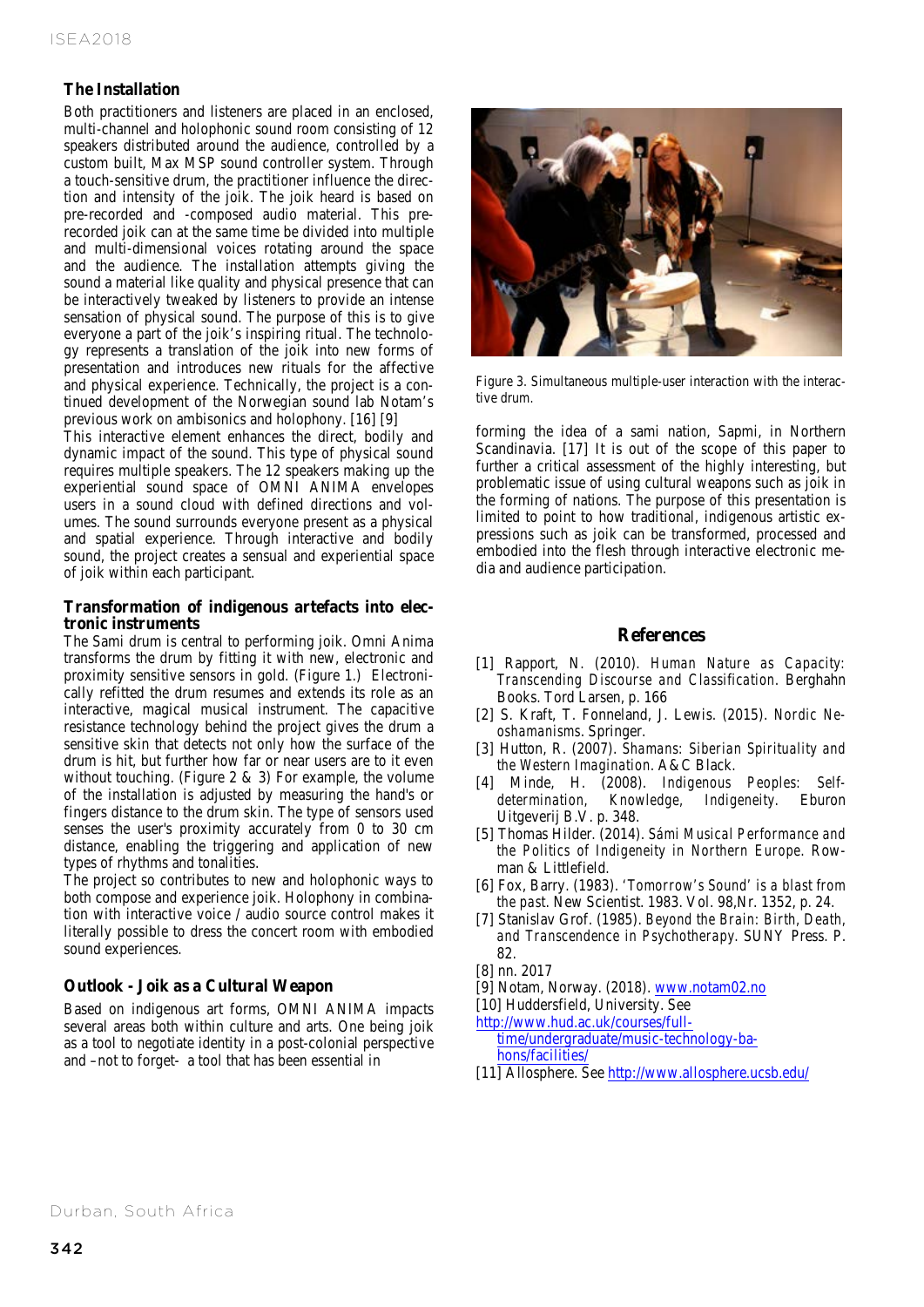## The Installation

Both practitioners and listeners are placed in an enclosed, multi-channel and holophonic sound room consisting of 12 speakers distributed around the audience, controlled by a custom built, Max MSP sound controller system. Through a touch-sensitive drum, the practitioner influence the direction and intensity of the joik. The joik heard is based on pre-recorded and -composed audio material. This pre-recorded joik can at the same time be divided into multiple and multi-dimensional voices rotating around the space and the audience. The installation attempts giving the sound a material like quality and physical presence that can be interactively tweaked by listeners to provide an intense sensation of physical sound. The purpose of this is to give everyone a part of the joik's inspiring ritual. The technology represents a translation of the joik into new forms of presentation and introduces new rituals for the affective and physical experience. Technically, the project is a continued development of the Norwegian sound lab Notam's previous work on ambisonics and holophony. [16] [9]

This interactive element enhances the direct, bodily and dynamic impact of the sound. This type of physical sound requires multiple speakers. The 12 speakers making up the experiential sound space of OMNI ANIMA envelopes users in a sound cloud with defined directions and volumes. The sound surrounds everyone present as a physical and spatial experience. Through interactive and bodily sound, the project creates a sensual and experiential space of joik within each participant.

## Transformation of indigenous artefacts into electronic instruments

The Sami drum is central to performing joik. Omni Anima transforms the drum by fitting it with new, electronic and proximity sensitive sensors in gold. (Figure 1.) Electronically refitted the drum resumes and extends its role as an interactive, magical musical instrument. The capacitive resistance technology behind the project gives the drum a sensitive skin that detects not only how the surface of the drum is hit, but further how far or near users are to it even without touching. (Figure 2 & 3) For example, the volume of the installation is adjusted by measuring the hand's or fingers distance to the drum skin. The type of sensors used senses the user's proximity accurately from 0 to 30 cm distance, enabling the triggering and application of new types of rhythms and tonalities.

The project so contributes to new and holophonic ways to both compose and experience joik. Holophony in combination with interactive voice / audio source control makes it literally possible to dress the concert room with embodied sound experiences.

## Outlook - Joik as a Cultural Weapon

Based on indigenous art forms, OMNI ANIMA impacts several areas both within culture and arts. One being joik as a tool to negotiate identity in a post-colonial perspective and –not to forget- a tool that has been essential in forming the idea of a sami nation, Sapmi, in Northern Scandinavia. [17] It is out of the scope of this paper to further a critical assessment of the highly interesting, but problematic issue of using cultural weapons such as joik in the forming of nations. The purpose of this presentation is limited to point to how traditional, indigenous artistic expressions such as joik can be transformed, processed and embodied into the flesh through interactive electronic media and audience participation.

Figure 3. Simultaneous multiple-user interaction with the interactive drum.

## References

[1] Rapport, N. (2010). *Human Nature as Capacity: Transcending Discourse and Classification*. Berghahn Books. Tord Larsen, p. 166

[2] S. Kraft, T. Fonneland, J. Lewis. (2015). *Nordic Neoshamanisms*. Springer.

[3] Hutton, R. (2007). *Shamans: Siberian Spirituality and the Western Imagination*. A&C Black.

[4] Minde, H. (2008). *Indigenous Peoples: Self-determination, Knowledge, Indigeneity*. Eburon Uitgeverij B.V. p. 348.

[5] Thomas Hilder. (2014). *Sámi Musical Performance and the Politics of Indigeneity in Northern Europe*. Rowman & Littlefield.

[6] Fox, Barry. (1983). *'Tomorrow's Sound' is a blast from the past*. New Scientist. 1983. Vol. 98,Nr. 1352, p. 24.

[7] Stanislav Grof. (1985). *Beyond the Brain: Birth, Death, and Transcendence in Psychotherapy*. SUNY Press. P. 82.

[8] nn. 2017

[9] Notam, Norway. (2018). www.notam02.no

[10] Huddersfield, University. See http://www.hud.ac.uk/courses/full-time/undergraduate/music-technology-ba-hons/facilities/

[11] Allosphere. See http://www.allosphere.ucsb.edu/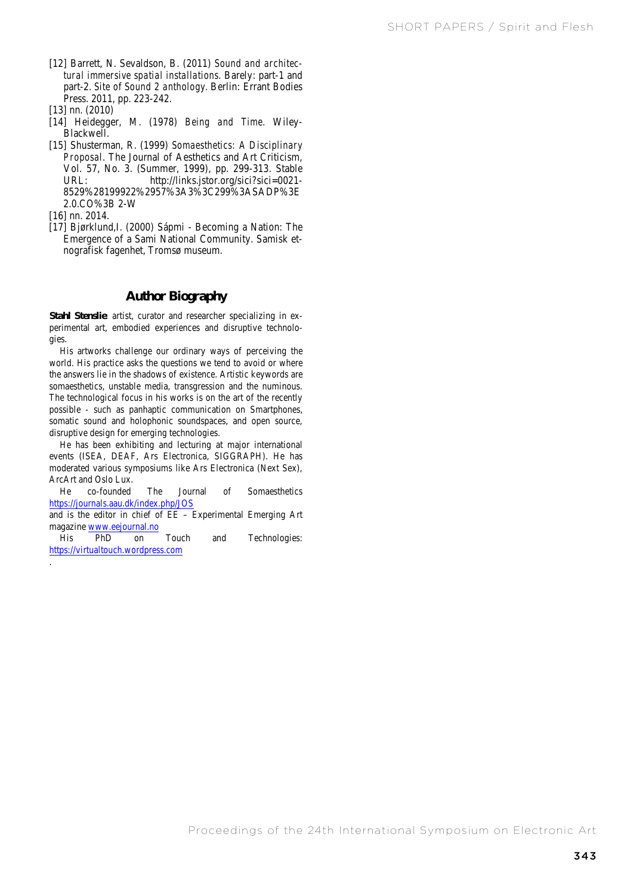[12] Barrett, N. Sevaldson, B. (2011) *Sound and architectural immersive spatial installations*. Barely: part-1 and part-2. *Site of Sound 2 anthology*. Berlin: Errant Bodies Press. 2011, pp. 223-242.

[13] nn. (2010)

[14] Heidegger, M. (1978) *Being and Time*. Wiley-Blackwell.

[15] Shusterman, R. (1999) *Somaesthetics: A Disciplinary Proposal*. The Journal of Aesthetics and Art Criticism, Vol. 57, No. 3. (Summer, 1999), pp. 299-313. Stable URL: http://links.jstor.org/sici?sici=0021-8529%28199922%2957%3A3%3C299%3ASADP%3E2.0.CO%3B 2-W

[16] nn. 2014.

[17] Bjørklund,I. (2000) Sápmi - Becoming a Nation: The Emergence of a Sami National Community. Samisk etnografisk fagenhet, Tromsø museum.

## Author Biography

**Stahl Stenslie**: artist, curator and researcher specializing in experimental art, embodied experiences and disruptive technologies.

His artworks challenge our ordinary ways of perceiving the world. His practice asks the questions we tend to avoid or where the answers lie in the shadows of existence. Artistic keywords are somaesthetics, unstable media, transgression and the numinous. The technological focus in his works is on the art of the recently possible - such as panhaptic communication on Smartphones, somatic sound and holophonic soundspaces, and open source, disruptive design for emerging technologies.

He has been exhibiting and lecturing at major international events (ISEA, DEAF, Ars Electronica, SIGGRAPH). He has moderated various symposiums like Ars Electronica (Next Sex), ArcArt and Oslo Lux.

He co-founded The Journal of Somaesthetics https://journals.aau.dk/index.php/JOS and is the editor in chief of EE – Experimental Emerging Art magazine www.eejournal.no

His PhD on Touch and Technologies: https://virtualtouch.wordpress.com

.